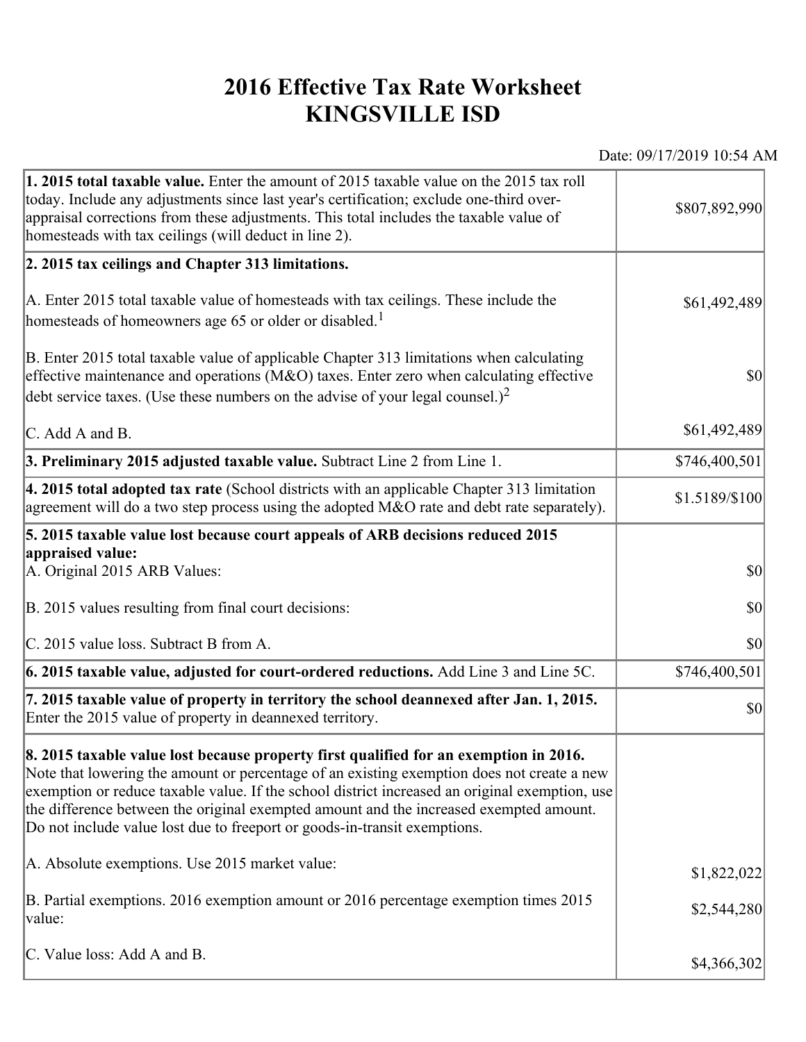# 2016 Effective Tax Rate Worksheet
# KINGSVILLE ISD

Date: 09/17/2019 10:54 AM

| | |
|---|---|
| **1. 2015 total taxable value.** Enter the amount of 2015 taxable value on the 2015 tax roll today. Include any adjustments since last year's certification; exclude one-third over-appraisal corrections from these adjustments. This total includes the taxable value of homesteads with tax ceilings (will deduct in line 2). | $807,892,990 |
| **2. 2015 tax ceilings and Chapter 313 limitations.** | |
| A. Enter 2015 total taxable value of homesteads with tax ceilings. These include the homesteads of homeowners age 65 or older or disabled.[1] | $61,492,489 |
| B. Enter 2015 total taxable value of applicable Chapter 313 limitations when calculating effective maintenance and operations (M&O) taxes. Enter zero when calculating effective debt service taxes. (Use these numbers on the advise of your legal counsel.)[2] | $0 |
| C. Add A and B. | $61,492,489 |
| **3. Preliminary 2015 adjusted taxable value.** Subtract Line 2 from Line 1. | $746,400,501 |
| **4. 2015 total adopted tax rate** (School districts with an applicable Chapter 313 limitation agreement will do a two step process using the adopted M&O rate and debt rate separately). | $1.5189/$100 |
| **5. 2015 taxable value lost because court appeals of ARB decisions reduced 2015 appraised value:** | |
| A. Original 2015 ARB Values: | $0 |
| B. 2015 values resulting from final court decisions: | $0 |
| C. 2015 value loss. Subtract B from A. | $0 |
| **6. 2015 taxable value, adjusted for court-ordered reductions.** Add Line 3 and Line 5C. | $746,400,501 |
| **7. 2015 taxable value of property in territory the school deannexed after Jan. 1, 2015.** Enter the 2015 value of property in deannexed territory. | $0 |
| **8. 2015 taxable value lost because property first qualified for an exemption in 2016.** Note that lowering the amount or percentage of an existing exemption does not create a new exemption or reduce taxable value. If the school district increased an original exemption, use the difference between the original exempted amount and the increased exempted amount. Do not include value lost due to freeport or goods-in-transit exemptions. | |
| A. Absolute exemptions. Use 2015 market value: | $1,822,022 |
| B. Partial exemptions. 2016 exemption amount or 2016 percentage exemption times 2015 value: | $2,544,280 |
| C. Value loss: Add A and B. | $4,366,302 |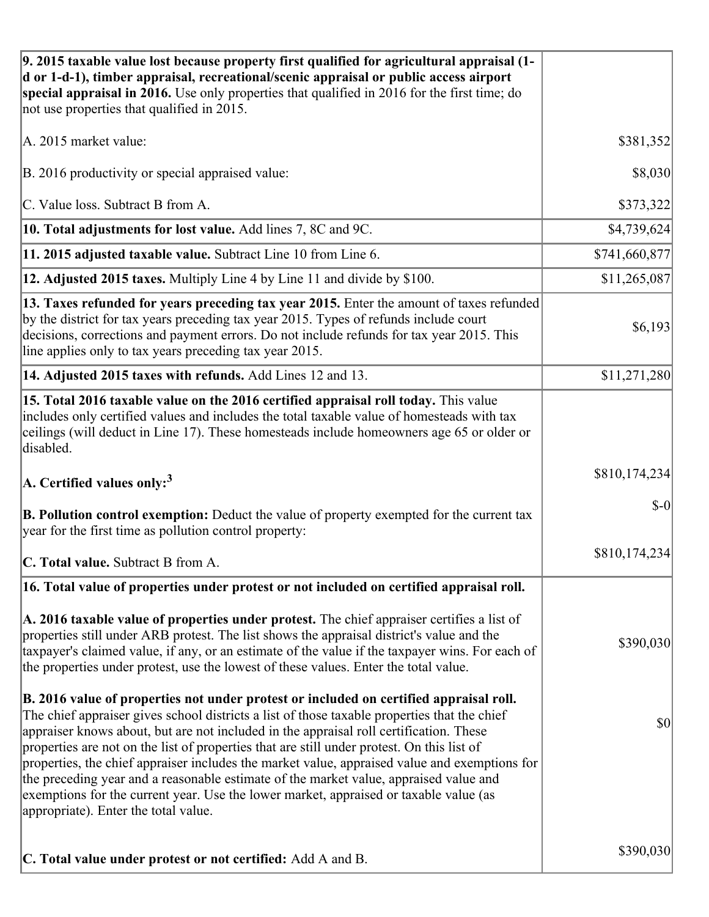| | |
|---|---|
| **9. 2015 taxable value lost because property first qualified for agricultural appraisal (1-d or 1-d-1), timber appraisal, recreational/scenic appraisal or public access airport special appraisal in 2016.** Use only properties that qualified in 2016 for the first time; do not use properties that qualified in 2015.<br><br>A. 2015 market value:<br><br>B. 2016 productivity or special appraised value:<br><br>C. Value loss. Subtract B from A. | <br><br><br><br>$381,352<br><br>$8,030<br><br>$373,322 |
| **10. Total adjustments for lost value.** Add lines 7, 8C and 9C. | $4,739,624 |
| **11. 2015 adjusted taxable value.** Subtract Line 10 from Line 6. | $741,660,877 |
| **12. Adjusted 2015 taxes.** Multiply Line 4 by Line 11 and divide by $100. | $11,265,087 |
| **13. Taxes refunded for years preceding tax year 2015.** Enter the amount of taxes refunded by the district for tax years preceding tax year 2015. Types of refunds include court decisions, corrections and payment errors. Do not include refunds for tax year 2015. This line applies only to tax years preceding tax year 2015. | $6,193 |
| **14. Adjusted 2015 taxes with refunds.** Add Lines 12 and 13. | $11,271,280 |
| **15. Total 2016 taxable value on the 2016 certified appraisal roll today.** This value includes only certified values and includes the total taxable value of homesteads with tax ceilings (will deduct in Line 17). These homesteads include homeowners age 65 or older or disabled.<br><br>**A. Certified values only:**[3]<br><br>**B. Pollution control exemption:** Deduct the value of property exempted for the current tax year for the first time as pollution control property:<br><br>**C. Total value.** Subtract B from A. | <br><br><br><br>$810,174,234<br><br>$-0<br><br>$810,174,234 |
| **16. Total value of properties under protest or not included on certified appraisal roll.**<br><br>**A. 2016 taxable value of properties under protest.** The chief appraiser certifies a list of properties still under ARB protest. The list shows the appraisal district's value and the taxpayer's claimed value, if any, or an estimate of the value if the taxpayer wins. For each of the properties under protest, use the lowest of these values. Enter the total value.<br><br>**B. 2016 value of properties not under protest or included on certified appraisal roll.** The chief appraiser gives school districts a list of those taxable properties that the chief appraiser knows about, but are not included in the appraisal roll certification. These properties are not on the list of properties that are still under protest. On this list of properties, the chief appraiser includes the market value, appraised value and exemptions for the preceding year and a reasonable estimate of the market value, appraised value and exemptions for the current year. Use the lower market, appraised or taxable value (as appropriate). Enter the total value.<br><br>**C. Total value under protest or not certified:** Add A and B. | <br><br>$390,030<br><br>$0<br><br>$390,030 |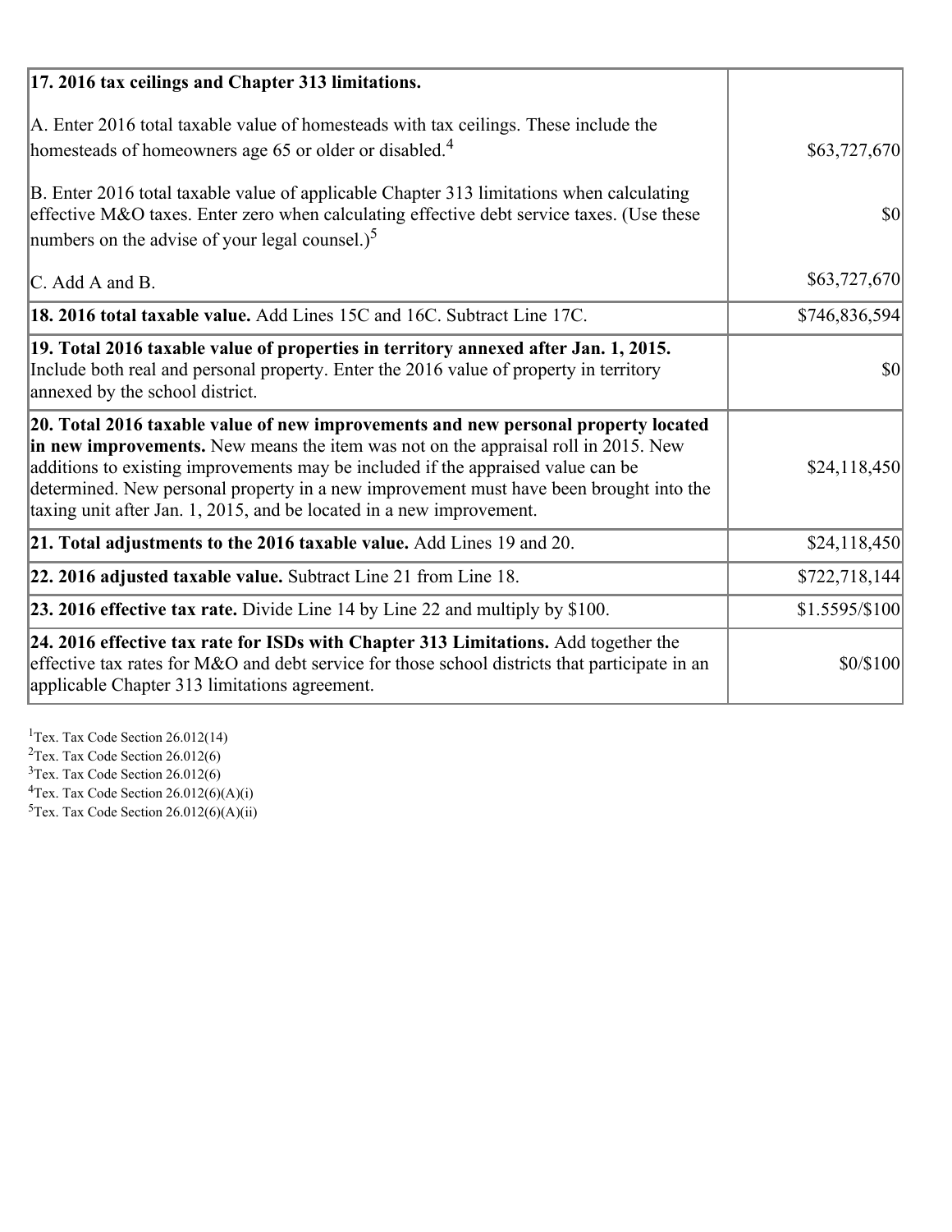| | |
|---|---|
| **17. 2016 tax ceilings and Chapter 313 limitations.** | |
| A. Enter 2016 total taxable value of homesteads with tax ceilings. These include the homesteads of homeowners age 65 or older or disabled.[4] | \$63,727,670 |
| B. Enter 2016 total taxable value of applicable Chapter 313 limitations when calculating effective M&O taxes. Enter zero when calculating effective debt service taxes. (Use these numbers on the advise of your legal counsel.)[5] | \$0 |
| C. Add A and B. | \$63,727,670 |
| **18. 2016 total taxable value.** Add Lines 15C and 16C. Subtract Line 17C. | \$746,836,594 |
| **19. Total 2016 taxable value of properties in territory annexed after Jan. 1, 2015.** Include both real and personal property. Enter the 2016 value of property in territory annexed by the school district. | \$0 |
| **20. Total 2016 taxable value of new improvements and new personal property located in new improvements.** New means the item was not on the appraisal roll in 2015. New additions to existing improvements may be included if the appraised value can be determined. New personal property in a new improvement must have been brought into the taxing unit after Jan. 1, 2015, and be located in a new improvement. | \$24,118,450 |
| **21. Total adjustments to the 2016 taxable value.** Add Lines 19 and 20. | \$24,118,450 |
| **22. 2016 adjusted taxable value.** Subtract Line 21 from Line 18. | \$722,718,144 |
| **23. 2016 effective tax rate.** Divide Line 14 by Line 22 and multiply by \$100. | \$1.5595/\$100 |
| **24. 2016 effective tax rate for ISDs with Chapter 313 Limitations.** Add together the effective tax rates for M&O and debt service for those school districts that participate in an applicable Chapter 313 limitations agreement. | \$0/\$100 |

[1] Tex. Tax Code Section 26.012(14)
[2] Tex. Tax Code Section 26.012(6)
[3] Tex. Tax Code Section 26.012(6)
[4] Tex. Tax Code Section 26.012(6)(A)(i)
[5] Tex. Tax Code Section 26.012(6)(A)(ii)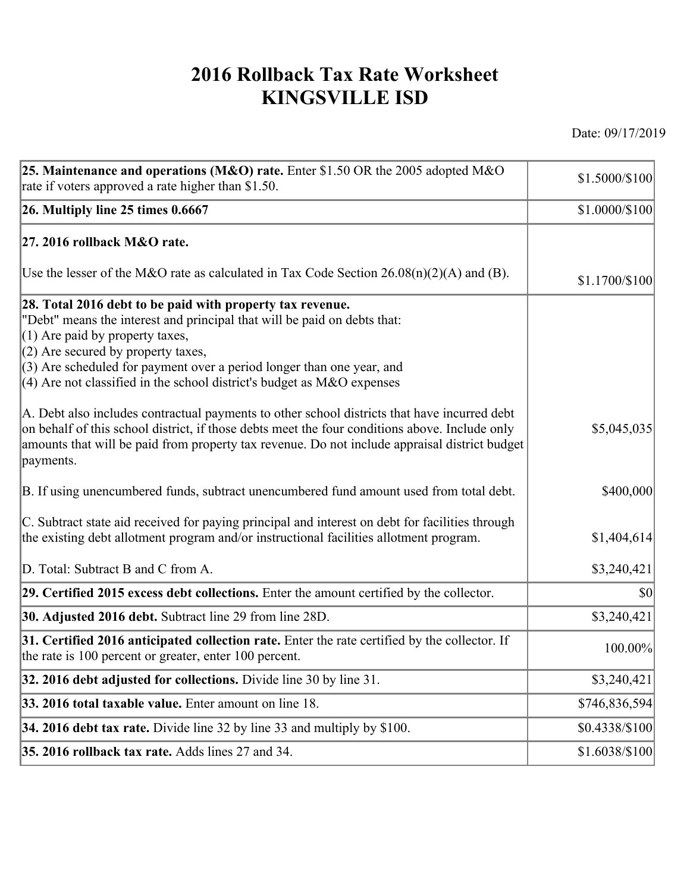# 2016 Rollback Tax Rate Worksheet
# KINGSVILLE ISD

Date: 09/17/2019

| | |
|---|---|
| **25. Maintenance and operations (M&O) rate.** Enter $1.50 OR the 2005 adopted M&O rate if voters approved a rate higher than $1.50. | $1.5000/$100 |
| **26. Multiply line 25 times 0.6667** | $1.0000/$100 |
| **27. 2016 rollback M&O rate.**<br><br>Use the lesser of the M&O rate as calculated in Tax Code Section 26.08(n)(2)(A) and (B). | $1.1700/$100 |
| **28. Total 2016 debt to be paid with property tax revenue.**<br>"Debt" means the interest and principal that will be paid on debts that:<br>(1) Are paid by property taxes,<br>(2) Are secured by property taxes,<br>(3) Are scheduled for payment over a period longer than one year, and<br>(4) Are not classified in the school district's budget as M&O expenses<br><br>A. Debt also includes contractual payments to other school districts that have incurred debt on behalf of this school district, if those debts meet the four conditions above. Include only amounts that will be paid from property tax revenue. Do not include appraisal district budget payments. | $5,045,035 |
| B. If using unencumbered funds, subtract unencumbered fund amount used from total debt. | $400,000 |
| C. Subtract state aid received for paying principal and interest on debt for facilities through the existing debt allotment program and/or instructional facilities allotment program. | $1,404,614 |
| D. Total: Subtract B and C from A. | $3,240,421 |
| **29. Certified 2015 excess debt collections.** Enter the amount certified by the collector. | $0 |
| **30. Adjusted 2016 debt.** Subtract line 29 from line 28D. | $3,240,421 |
| **31. Certified 2016 anticipated collection rate.** Enter the rate certified by the collector. If the rate is 100 percent or greater, enter 100 percent. | 100.00% |
| **32. 2016 debt adjusted for collections.** Divide line 30 by line 31. | $3,240,421 |
| **33. 2016 total taxable value.** Enter amount on line 18. | $746,836,594 |
| **34. 2016 debt tax rate.** Divide line 32 by line 33 and multiply by $100. | $0.4338/$100 |
| **35. 2016 rollback tax rate.** Adds lines 27 and 34. | $1.6038/$100 |